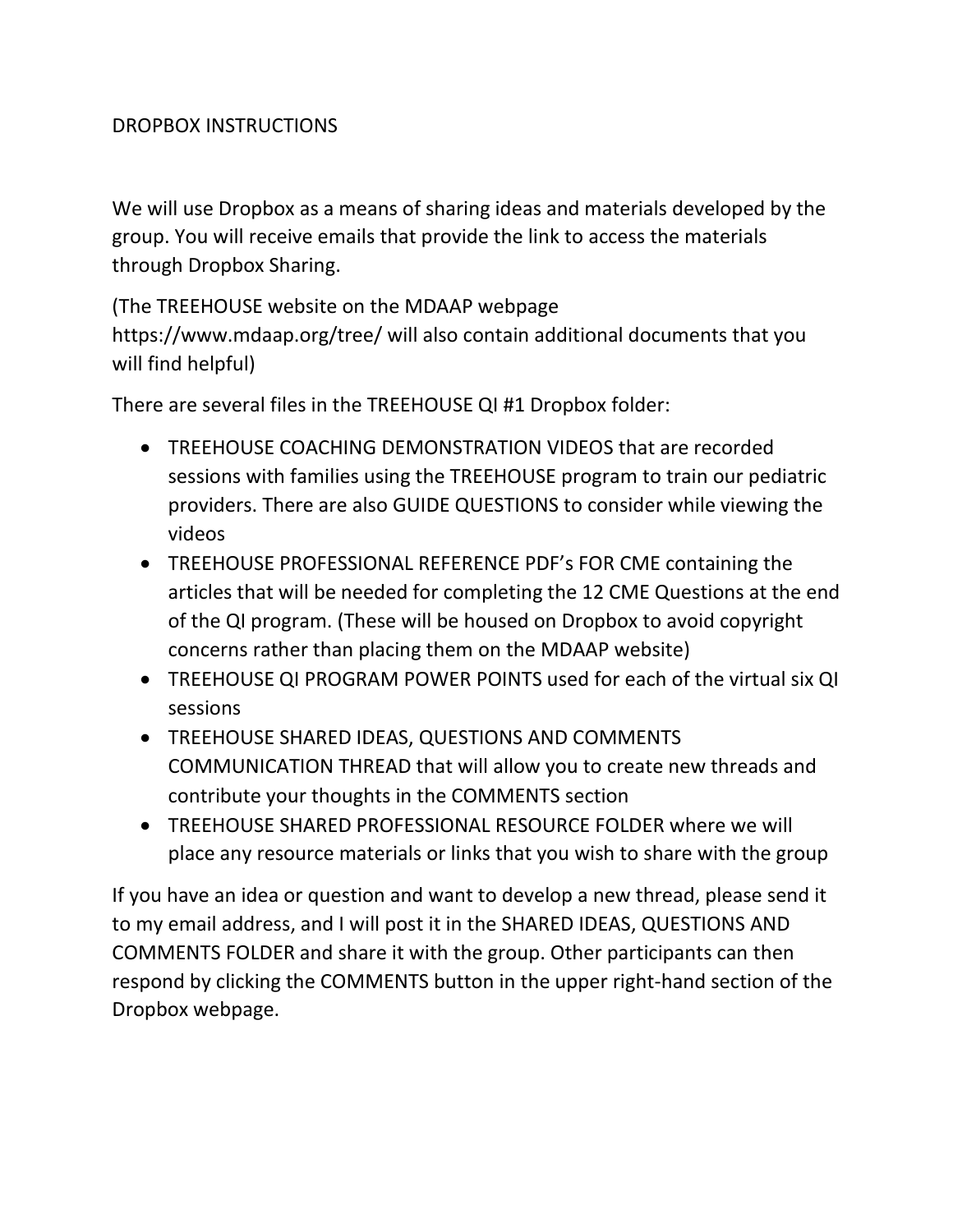# DROPBOX INSTRUCTIONS

We will use Dropbox as a means of sharing ideas and materials developed by the group. You will receive emails that provide the link to access the materials through Dropbox Sharing.

(The TREEHOUSE website on the MDAAP webpage https://www.mdaap.org/tree/ will also contain additional documents that you will find helpful)

There are several files in the TREEHOUSE QI #1 Dropbox folder:

- TREEHOUSE COACHING DEMONSTRATION VIDEOS that are recorded sessions with families using the TREEHOUSE program to train our pediatric providers. There are also GUIDE QUESTIONS to consider while viewing the videos
- TREEHOUSE PROFESSIONAL REFERENCE PDF's FOR CME containing the articles that will be needed for completing the 12 CME Questions at the end of the QI program. (These will be housed on Dropbox to avoid copyright concerns rather than placing them on the MDAAP website)
- TREEHOUSE QI PROGRAM POWER POINTS used for each of the virtual six QI sessions
- TREEHOUSE SHARED IDEAS, QUESTIONS AND COMMENTS COMMUNICATION THREAD that will allow you to create new threads and contribute your thoughts in the COMMENTS section
- TREEHOUSE SHARED PROFESSIONAL RESOURCE FOLDER where we will place any resource materials or links that you wish to share with the group

If you have an idea or question and want to develop a new thread, please send it to my email address, and I will post it in the SHARED IDEAS, QUESTIONS AND COMMENTS FOLDER and share it with the group. Other participants can then respond by clicking the COMMENTS button in the upper right-hand section of the Dropbox webpage.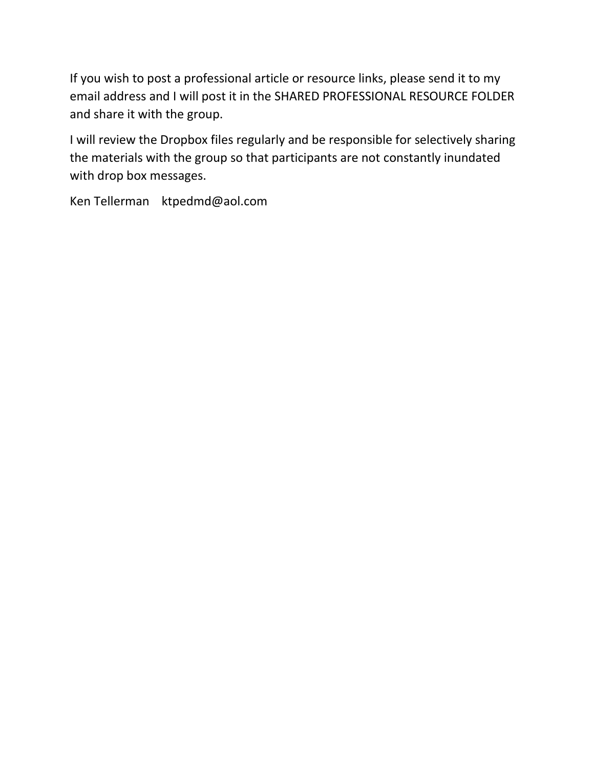If you wish to post a professional article or resource links, please send it to my email address and I will post it in the SHARED PROFESSIONAL RESOURCE FOLDER and share it with the group.

I will review the Dropbox files regularly and be responsible for selectively sharing the materials with the group so that participants are not constantly inundated with drop box messages.

Ken Tellerman    ktpedmd@aol.com